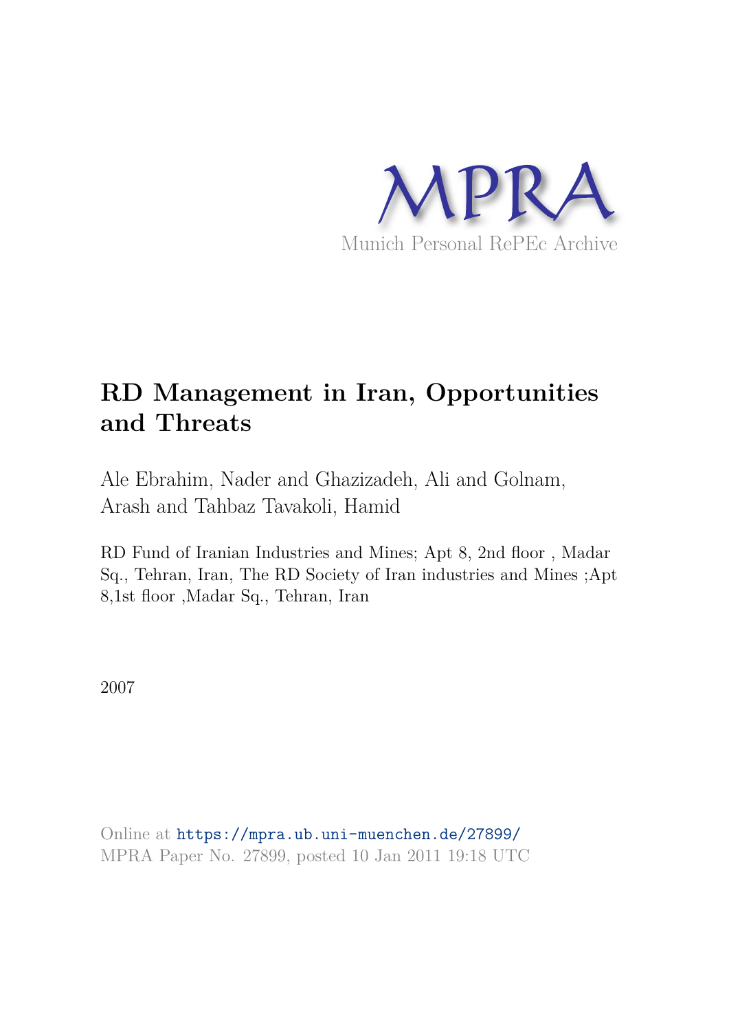MPRA

Munich Personal RePEc Archive

# RD Management in Iran, Opportunities and Threats

Ale Ebrahim, Nader and Ghazizadeh, Ali and Golnam, Arash and Tahbaz Tavakoli, Hamid

RD Fund of Iranian Industries and Mines; Apt 8, 2nd floor , Madar Sq., Tehran, Iran, The RD Society of Iran industries and Mines ;Apt 8,1st floor ,Madar Sq., Tehran, Iran

2007

Online at https://mpra.ub.uni-muenchen.de/27899/
MPRA Paper No. 27899, posted 10 Jan 2011 19:18 UTC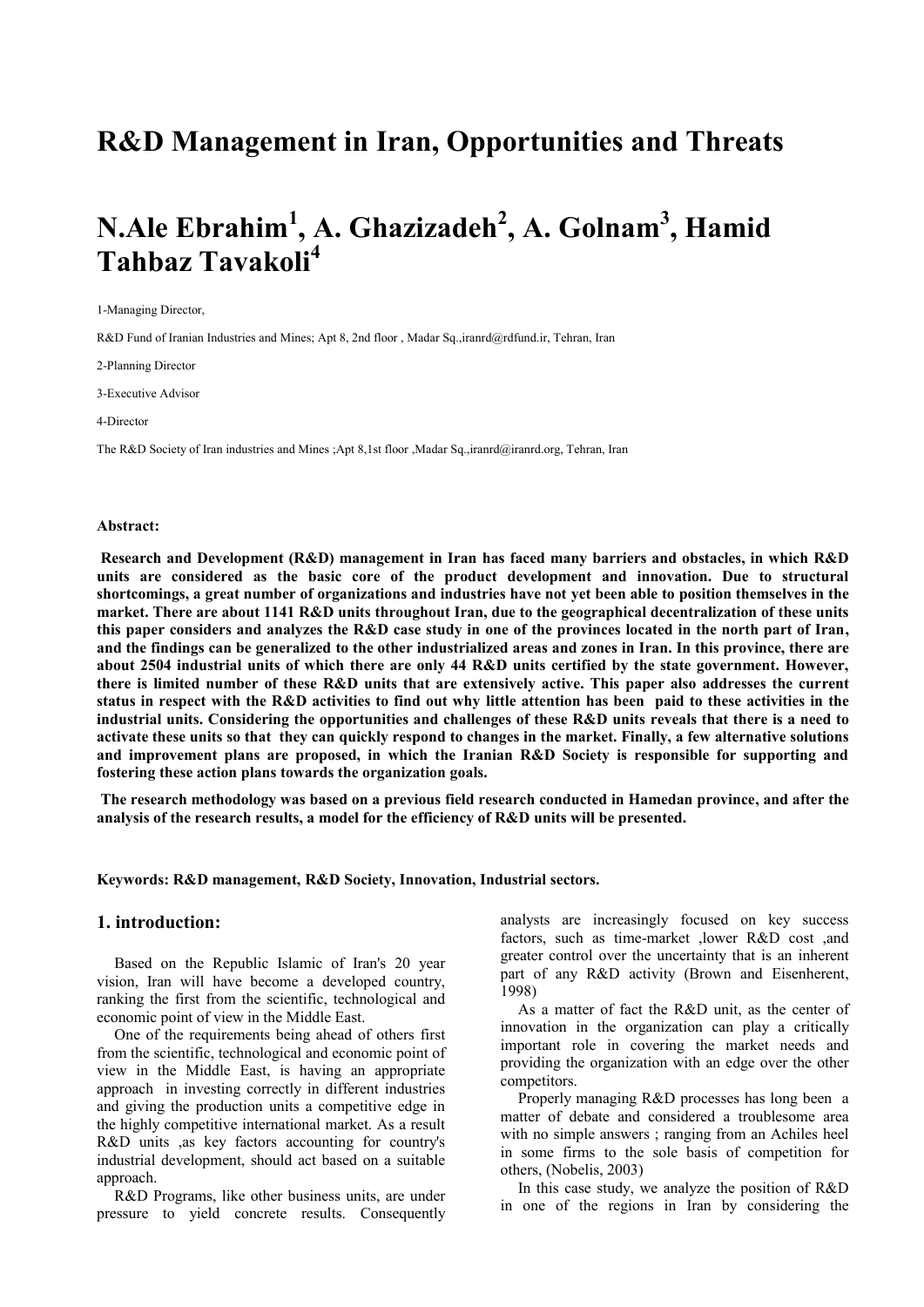# R&D Management in Iran, Opportunities and Threats

# N.Ale Ebrahim[1], A. Ghazizadeh[2], A. Golnam[3], Hamid Tahbaz Tavakoli[4]

1-Managing Director,

R&D Fund of Iranian Industries and Mines; Apt 8, 2nd floor , Madar Sq.,iranrd@rdfund.ir, Tehran, Iran

2-Planning Director

3-Executive Advisor

4-Director

The R&D Society of Iran industries and Mines ;Apt 8,1st floor ,Madar Sq.,iranrd@iranrd.org, Tehran, Iran

**Abstract:**

**Research and Development (R&D) management in Iran has faced many barriers and obstacles, in which R&D units are considered as the basic core of the product development and innovation. Due to structural shortcomings, a great number of organizations and industries have not yet been able to position themselves in the market. There are about 1141 R&D units throughout Iran, due to the geographical decentralization of these units this paper considers and analyzes the R&D case study in one of the provinces located in the north part of Iran, and the findings can be generalized to the other industrialized areas and zones in Iran. In this province, there are about 2504 industrial units of which there are only 44 R&D units certified by the state government. However, there is limited number of these R&D units that are extensively active. This paper also addresses the current status in respect with the R&D activities to find out why little attention has been paid to these activities in the industrial units. Considering the opportunities and challenges of these R&D units reveals that there is a need to activate these units so that they can quickly respond to changes in the market. Finally, a few alternative solutions and improvement plans are proposed, in which the Iranian R&D Society is responsible for supporting and fostering these action plans towards the organization goals.**

**The research methodology was based on a previous field research conducted in Hamedan province, and after the analysis of the research results, a model for the efficiency of R&D units will be presented.**

**Keywords: R&D management, R&D Society, Innovation, Industrial sectors.**

## 1. introduction:

Based on the Republic Islamic of Iran's 20 year vision, Iran will have become a developed country, ranking the first from the scientific, technological and economic point of view in the Middle East.

One of the requirements being ahead of others first from the scientific, technological and economic point of view in the Middle East, is having an appropriate approach in investing correctly in different industries and giving the production units a competitive edge in the highly competitive international market. As a result R&D units ,as key factors accounting for country's industrial development, should act based on a suitable approach.

R&D Programs, like other business units, are under pressure to yield concrete results. Consequently analysts are increasingly focused on key success factors, such as time-market ,lower R&D cost ,and greater control over the uncertainty that is an inherent part of any R&D activity (Brown and Eisenherent, 1998)

As a matter of fact the R&D unit, as the center of innovation in the organization can play a critically important role in covering the market needs and providing the organization with an edge over the other competitors.

Properly managing R&D processes has long been a matter of debate and considered a troublesome area with no simple answers ; ranging from an Achiles heel in some firms to the sole basis of competition for others, (Nobelis, 2003)

In this case study, we analyze the position of R&D in one of the regions in Iran by considering the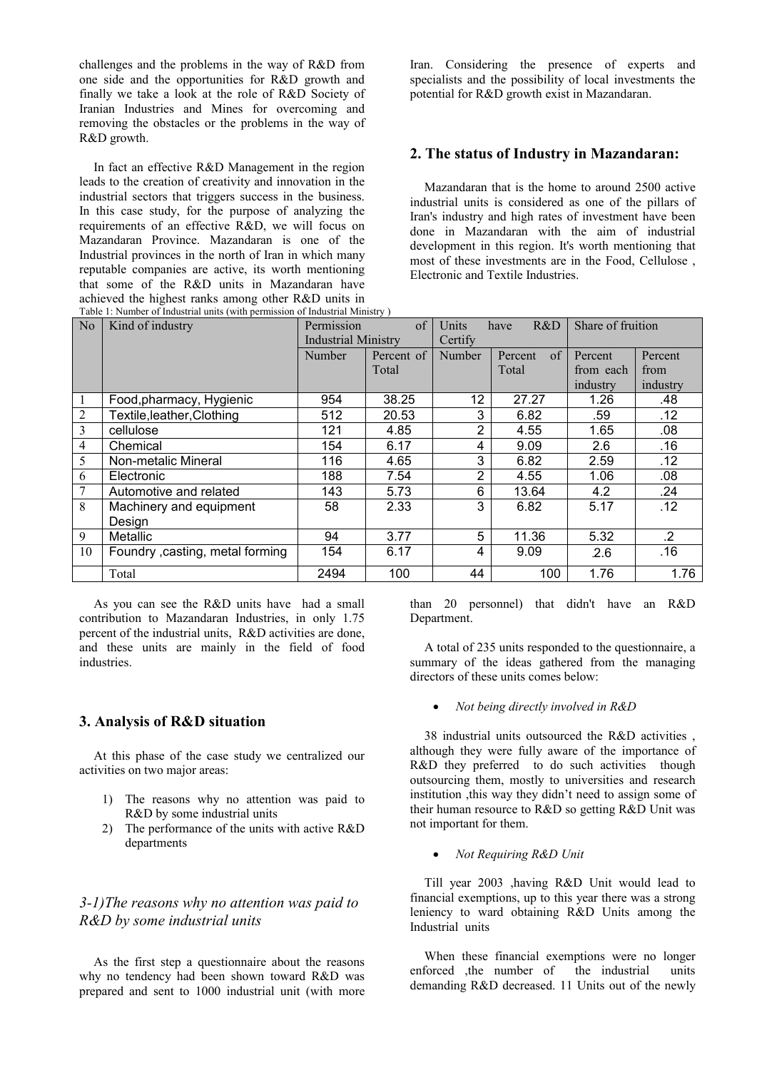challenges and the problems in the way of R&D from one side and the opportunities for R&D growth and finally we take a look at the role of R&D Society of Iranian Industries and Mines for overcoming and removing the obstacles or the problems in the way of R&D growth.

In fact an effective R&D Management in the region leads to the creation of creativity and innovation in the industrial sectors that triggers success in the business. In this case study, for the purpose of analyzing the requirements of an effective R&D, we will focus on Mazandaran Province. Mazandaran is one of the Industrial provinces in the north of Iran in which many reputable companies are active, its worth mentioning that some of the R&D units in Mazandaran have achieved the highest ranks among other R&D units in Iran. Considering the presence of experts and specialists and the possibility of local investments the potential for R&D growth exist in Mazandaran.

## 2. The status of Industry in Mazandaran:

Mazandaran that is the home to around 2500 active industrial units is considered as one of the pillars of Iran's industry and high rates of investment have been done in Mazandaran with the aim of industrial development in this region. It's worth mentioning that most of these investments are in the Food, Cellulose , Electronic and Textile Industries.

Table 1: Number of Industrial units (with permission of Industrial Ministry )

| No | Kind of industry | Permission of Industrial Ministry | | Units have R&D Certify | | Share of fruition | |
|---|---|---|---|---|---|---|---|
| | | Number | Percent of Total | Number | Percent of Total | Percent from each industry | Percent from industry |
| 1 | Food,pharmacy, Hygienic | 954 | 38.25 | 12 | 27.27 | 1.26 | .48 |
| 2 | Textile,leather,Clothing | 512 | 20.53 | 3 | 6.82 | .59 | .12 |
| 3 | cellulose | 121 | 4.85 | 2 | 4.55 | 1.65 | .08 |
| 4 | Chemical | 154 | 6.17 | 4 | 9.09 | 2.6 | .16 |
| 5 | Non-metalic Mineral | 116 | 4.65 | 3 | 6.82 | 2.59 | .12 |
| 6 | Electronic | 188 | 7.54 | 2 | 4.55 | 1.06 | .08 |
| 7 | Automotive and related | 143 | 5.73 | 6 | 13.64 | 4.2 | .24 |
| 8 | Machinery and equipment Design | 58 | 2.33 | 3 | 6.82 | 5.17 | .12 |
| 9 | Metallic | 94 | 3.77 | 5 | 11.36 | 5.32 | .2 |
| 10 | Foundry ,casting, metal forming | 154 | 6.17 | 4 | 9.09 | 2.6 | .16 |
| | Total | 2494 | 100 | 44 | 100 | 1.76 | 1.76 |

As you can see the R&D units have had a small contribution to Mazandaran Industries, in only 1.75 percent of the industrial units, R&D activities are done, and these units are mainly in the field of food industries.

## 3. Analysis of R&D situation

At this phase of the case study we centralized our activities on two major areas:

1) The reasons why no attention was paid to R&D by some industrial units
2) The performance of the units with active R&D departments

### *3-1)The reasons why no attention was paid to R&D by some industrial units*

As the first step a questionnaire about the reasons why no tendency had been shown toward R&D was prepared and sent to 1000 industrial unit (with more than 20 personnel) that didn't have an R&D Department.

A total of 235 units responded to the questionnaire, a summary of the ideas gathered from the managing directors of these units comes below:

- *Not being directly involved in R&D*

38 industrial units outsourced the R&D activities , although they were fully aware of the importance of R&D they preferred to do such activities though outsourcing them, mostly to universities and research institution ,this way they didn't need to assign some of their human resource to R&D so getting R&D Unit was not important for them.

- *Not Requiring R&D Unit*

Till year 2003 ,having R&D Unit would lead to financial exemptions, up to this year there was a strong leniency to ward obtaining R&D Units among the Industrial units

When these financial exemptions were no longer enforced ,the number of the industrial units demanding R&D decreased. 11 Units out of the newly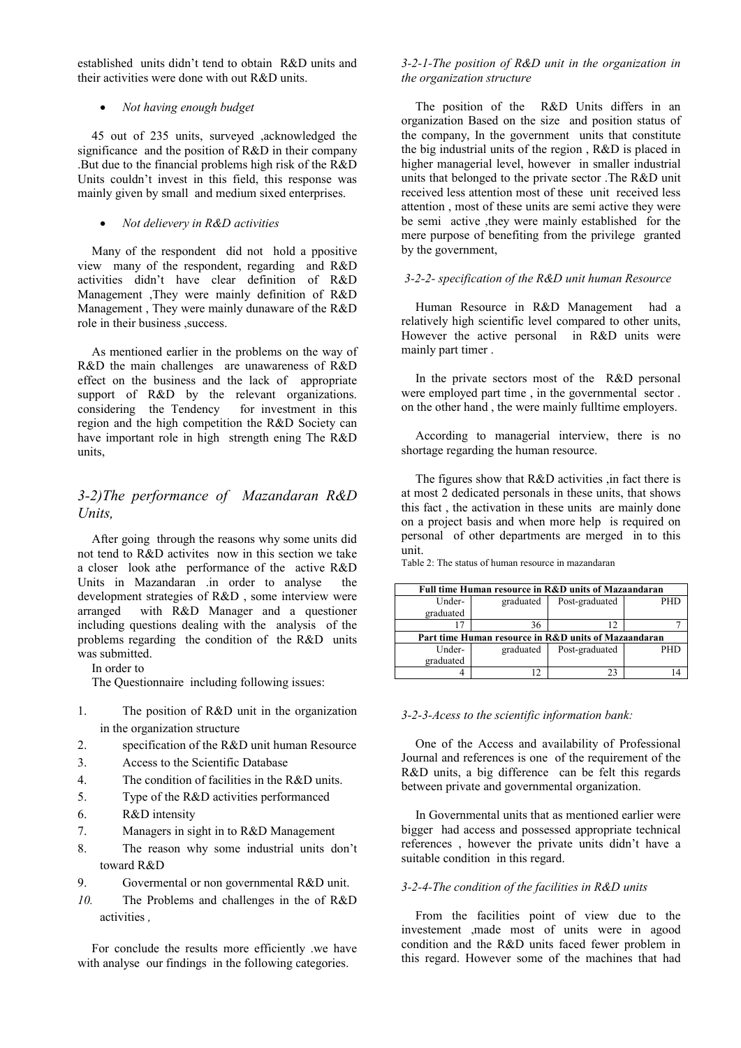established units didn't tend to obtain R&D units and their activities were done with out R&D units.

- *Not having enough budget*

45 out of 235 units, surveyed ,acknowledged the significance and the position of R&D in their company .But due to the financial problems high risk of the R&D Units couldn't invest in this field, this response was mainly given by small and medium sixed enterprises.

- *Not delievery in R&D activities*

Many of the respondent did not hold a ppositive view many of the respondent, regarding and R&D activities didn't have clear definition of R&D Management ,They were mainly definition of R&D Management , They were mainly dunaware of the R&D role in their business ,success.

As mentioned earlier in the problems on the way of R&D the main challenges are unawareness of R&D effect on the business and the lack of appropriate support of R&D by the relevant organizations. considering the Tendency for investment in this region and the high competition the R&D Society can have important role in high strength ening The R&D units,

## *3-2)The performance of Mazandaran R&D Units,*

After going through the reasons why some units did not tend to R&D activites now in this section we take a closer look athe performance of the active R&D Units in Mazandaran .in order to analyse the development strategies of R&D , some interview were arranged with R&D Manager and a questioner including questions dealing with the analysis of the problems regarding the condition of the R&D units was submitted.

In order to

The Questionnaire including following issues:

1. The position of R&D unit in the organization in the organization structure
2. specification of the R&D unit human Resource
3. Access to the Scientific Database
4. The condition of facilities in the R&D units.
5. Type of the R&D activities performanced
6. R&D intensity
7. Managers in sight in to R&D Management
8. The reason why some industrial units don't toward R&D
9. Govermental or non governmental R&D unit.
10. The Problems and challenges in the of R&D activities *,*

For conclude the results more efficiently .we have with analyse our findings in the following categories.

### *3-2-1-The position of R&D unit in the organization in the organization structure*

The position of the R&D Units differs in an organization Based on the size and position status of the company, In the government units that constitute the big industrial units of the region , R&D is placed in higher managerial level, however in smaller industrial units that belonged to the private sector .The R&D unit received less attention most of these unit received less attention , most of these units are semi active they were be semi active ,they were mainly established for the mere purpose of benefiting from the privilege granted by the government,

### *3-2-2- specification of the R&D unit human Resource*

Human Resource in R&D Management had a relatively high scientific level compared to other units, However the active personal in R&D units were mainly part timer .

In the private sectors most of the R&D personal were employed part time , in the governmental sector . on the other hand , the were mainly fulltime employers.

According to managerial interview, there is no shortage regarding the human resource.

The figures show that R&D activities ,in fact there is at most 2 dedicated personals in these units, that shows this fact , the activation in these units are mainly done on a project basis and when more help is required on personal of other departments are merged in to this unit.

Table 2: The status of human resource in mazandaran

| Full time Human resource in R&D units of Mazaandaran | | | |
|---|---|---|---|
| Under-graduated | graduated | Post-graduated | PHD |
| 17 | 36 | 12 | 7 |
| **Part time Human resource in R&D units of Mazaandaran** | | | |
| Under-graduated | graduated | Post-graduated | PHD |
| 4 | 12 | 23 | 14 |

### *3-2-3-Acess to the scientific information bank:*

One of the Access and availability of Professional Journal and references is one of the requirement of the R&D units, a big difference can be felt this regards between private and governmental organization.

In Governmental units that as mentioned earlier were bigger had access and possessed appropriate technical references , however the private units didn't have a suitable condition in this regard.

### *3-2-4-The condition of the facilities in R&D units*

From the facilities point of view due to the investement ,made most of units were in agood condition and the R&D units faced fewer problem in this regard. However some of the machines that had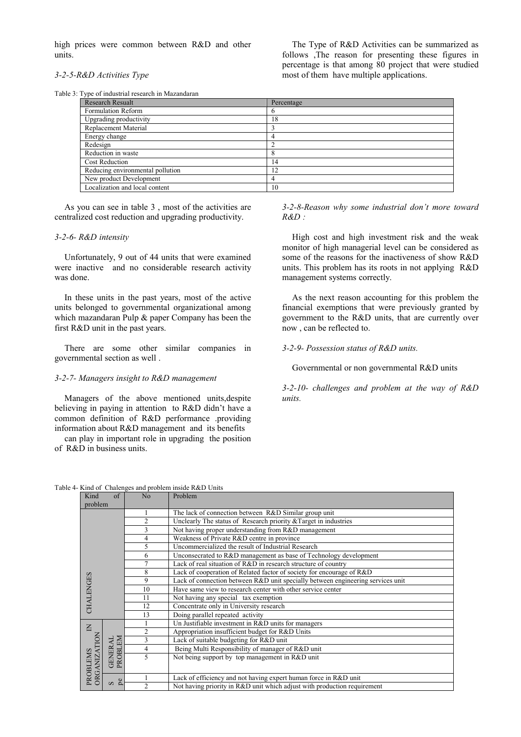high prices were common between R&D and other units.

*3-2-5-R&D Activities Type*

The Type of R&D Activities can be summarized as follows ,The reason for presenting these figures in percentage is that among 80 project that were studied most of them have multiple applications.

Table 3: Type of industrial research in Mazandaran

| Research Resualt | Percentage |
|---|---|
| Formulation Reform | 6 |
| Upgrading productivity | 18 |
| Replacement Material | 3 |
| Energy change | 4 |
| Redesign | 2 |
| Reduction in waste | 8 |
| Cost Reduction | 14 |
| Reducing environmental pollution | 12 |
| New product Development | 4 |
| Localization and local content | 10 |

As you can see in table 3 , most of the activities are centralized cost reduction and upgrading productivity.

*3-2-6- R&D intensity*

Unfortunately, 9 out of 44 units that were examined were inactive and no considerable research activity was done.

In these units in the past years, most of the active units belonged to governmental organizational among which mazandaran Pulp & paper Company has been the first R&D unit in the past years.

There are some other similar companies in governmental section as well .

*3-2-7- Managers insight to R&D management*

Managers of the above mentioned units,despite believing in paying in attention to R&D didn't have a common definition of R&D performance .providing information about R&D management and its benefits

can play in important role in upgrading the position of R&D in business units.

*3-2-8-Reason why some industrial don't more toward R&D :*

High cost and high investment risk and the weak monitor of high managerial level can be considered as some of the reasons for the inactiveness of show R&D units. This problem has its roots in not applying R&D management systems correctly.

As the next reason accounting for this problem the financial exemptions that were previously granted by government to the R&D units, that are currently over now , can be reflected to.

*3-2-9- Possession status of R&D units.*

Governmental or non governmental R&D units

*3-2-10- challenges and problem at the way of R&D units.*

Table 4- Kind of Chalenges and problem inside R&D Units

| Kind of problem | | No | Problem |
|---|---|---|---|
| CHALENGES | | 1 | The lack of connection between R&D Similar group unit |
| | | 2 | Unclearly The status of Research priority &Target in industries |
| | | 3 | Not having proper understanding from R&D management |
| | | 4 | Weakness of Private R&D centre in province |
| | | 5 | Uncommercialized the result of Industrial Research |
| | | 6 | Unconsecrated to R&D management as base of Technology development |
| | | 7 | Lack of real situation of R&D in research structure of country |
| | | 8 | Lack of cooperation of Related factor of society for encourage of R&D |
| | | 9 | Lack of connection between R&D unit specially between engineering services unit |
| | | 10 | Have same view to research center with other service center |
| | | 11 | Not having any special tax exemption |
| | | 12 | Concentrate only in University research |
| | | 13 | Doing parallel repeated activity |
| PROBLEMS IN ORGANIZATION | GENERAL PROBLEM | 1 | Un Justifiable investment in R&D units for managers |
| | | 2 | Appropriation insufficient budget for R&D Units |
| | | 3 | Lack of suitable budgeting for R&D unit |
| | | 4 | Being Multi Responsibility of manager of R&D unit |
| | | 5 | Not being support by top management in R&D unit |
| | Spe | 1 | Lack of efficiency and not having expert human force in R&D unit |
| | | 2 | Not having priority in R&D unit which adjust with production requirement |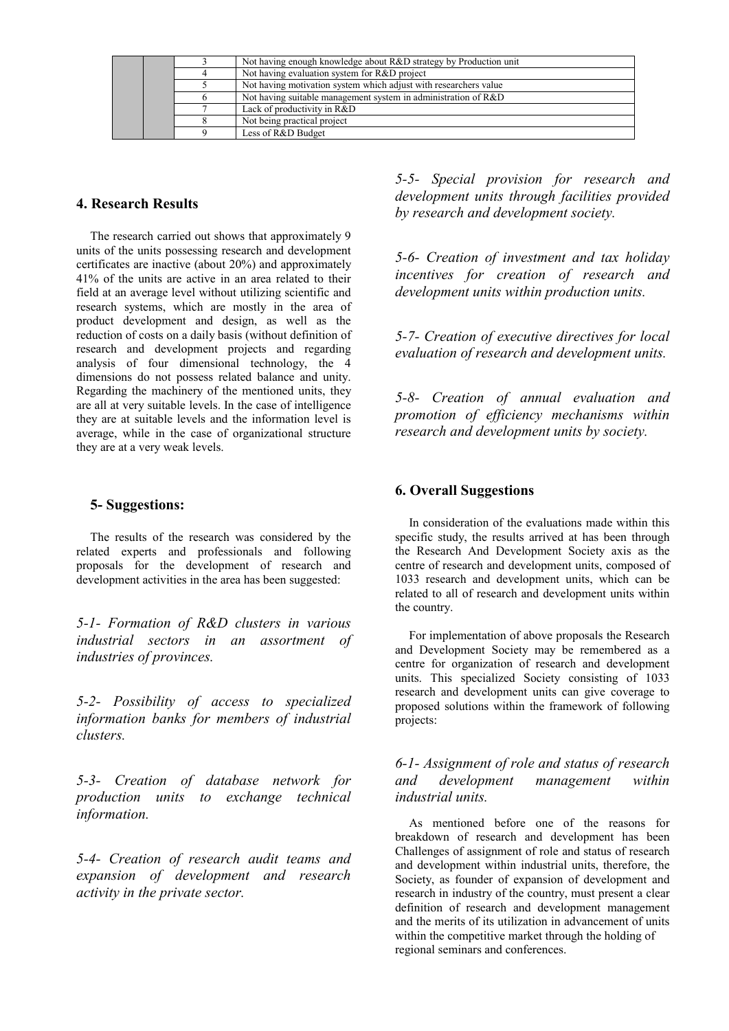|  |  | 3 | Not having enough knowledge about R&D strategy by Production unit |
|---|---|---|---|
|  |  | 4 | Not having evaluation system for R&D project |
|  |  | 5 | Not having motivation system which adjust with researchers value |
|  |  | 6 | Not having suitable management system in administration of R&D |
|  |  | 7 | Lack of productivity in R&D |
|  |  | 8 | Not being practical project |
|  |  | 9 | Less of R&D Budget |

## 4. Research Results

The research carried out shows that approximately 9 units of the units possessing research and development certificates are inactive (about 20%) and approximately 41% of the units are active in an area related to their field at an average level without utilizing scientific and research systems, which are mostly in the area of product development and design, as well as the reduction of costs on a daily basis (without definition of research and development projects and regarding analysis of four dimensional technology, the 4 dimensions do not possess related balance and unity. Regarding the machinery of the mentioned units, they are all at very suitable levels. In the case of intelligence they are at suitable levels and the information level is average, while in the case of organizational structure they are at a very weak levels.

## 5- Suggestions:

The results of the research was considered by the related experts and professionals and following proposals for the development of research and development activities in the area has been suggested:

*5-1- Formation of R&D clusters in various industrial sectors in an assortment of industries of provinces.*

*5-2- Possibility of access to specialized information banks for members of industrial clusters.*

*5-3- Creation of database network for production units to exchange technical information.*

*5-4- Creation of research audit teams and expansion of development and research activity in the private sector.*

*5-5- Special provision for research and development units through facilities provided by research and development society.*

*5-6- Creation of investment and tax holiday incentives for creation of research and development units within production units.*

*5-7- Creation of executive directives for local evaluation of research and development units.*

*5-8- Creation of annual evaluation and promotion of efficiency mechanisms within research and development units by society.*

## 6. Overall Suggestions

In consideration of the evaluations made within this specific study, the results arrived at has been through the Research And Development Society axis as the centre of research and development units, composed of 1033 research and development units, which can be related to all of research and development units within the country.

For implementation of above proposals the Research and Development Society may be remembered as a centre for organization of research and development units. This specialized Society consisting of 1033 research and development units can give coverage to proposed solutions within the framework of following projects:

*6-1- Assignment of role and status of research and development management within industrial units.*

As mentioned before one of the reasons for breakdown of research and development has been Challenges of assignment of role and status of research and development within industrial units, therefore, the Society, as founder of expansion of development and research in industry of the country, must present a clear definition of research and development management and the merits of its utilization in advancement of units within the competitive market through the holding of regional seminars and conferences.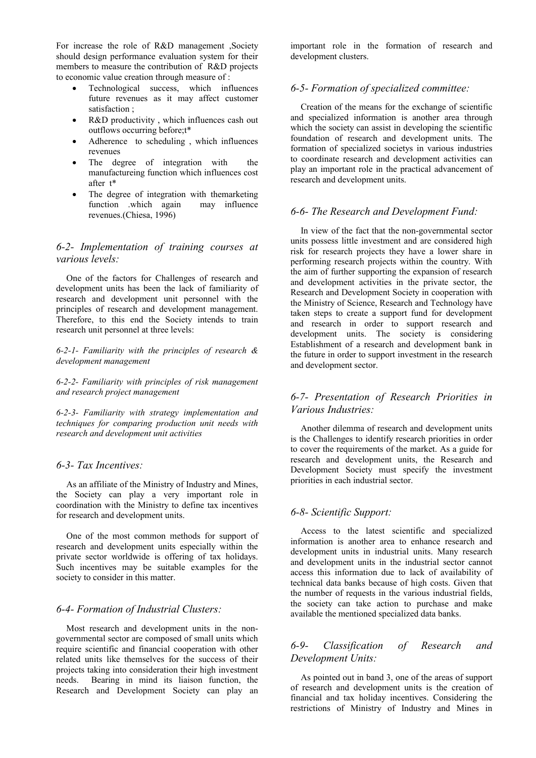For increase the role of R&D management ,Society should design performance evaluation system for their members to measure the contribution of R&D projects to economic value creation through measure of :

- Technological success, which influences future revenues as it may affect customer satisfaction ;
- R&D productivity , which influences cash out outflows occurring before;t*
- Adherence to scheduling , which influences revenues
- The degree of integration with the manufactureing function which influences cost after t*
- The degree of integration with themarketing function .which again may influence revenues.(Chiesa, 1996)

### *6-2- Implementation of training courses at various levels:*

One of the factors for Challenges of research and development units has been the lack of familiarity of research and development unit personnel with the principles of research and development management. Therefore, to this end the Society intends to train research unit personnel at three levels:

*6-2-1- Familiarity with the principles of research & development management*

*6-2-2- Familiarity with principles of risk management and research project management*

*6-2-3- Familiarity with strategy implementation and techniques for comparing production unit needs with research and development unit activities*

### *6-3- Tax Incentives:*

As an affiliate of the Ministry of Industry and Mines, the Society can play a very important role in coordination with the Ministry to define tax incentives for research and development units.

One of the most common methods for support of research and development units especially within the private sector worldwide is offering of tax holidays. Such incentives may be suitable examples for the society to consider in this matter.

### *6-4- Formation of Industrial Clusters:*

Most research and development units in the non-governmental sector are composed of small units which require scientific and financial cooperation with other related units like themselves for the success of their projects taking into consideration their high investment needs. Bearing in mind its liaison function, the Research and Development Society can play an important role in the formation of research and development clusters.

### *6-5- Formation of specialized committee:*

Creation of the means for the exchange of scientific and specialized information is another area through which the society can assist in developing the scientific foundation of research and development units. The formation of specialized societys in various industries to coordinate research and development activities can play an important role in the practical advancement of research and development units.

### *6-6- The Research and Development Fund:*

In view of the fact that the non-governmental sector units possess little investment and are considered high risk for research projects they have a lower share in performing research projects within the country. With the aim of further supporting the expansion of research and development activities in the private sector, the Research and Development Society in cooperation with the Ministry of Science, Research and Technology have taken steps to create a support fund for development and research in order to support research and development units. The society is considering Establishment of a research and development bank in the future in order to support investment in the research and development sector.

### *6-7- Presentation of Research Priorities in Various Industries:*

Another dilemma of research and development units is the Challenges to identify research priorities in order to cover the requirements of the market. As a guide for research and development units, the Research and Development Society must specify the investment priorities in each industrial sector.

### *6-8- Scientific Support:*

Access to the latest scientific and specialized information is another area to enhance research and development units in industrial units. Many research and development units in the industrial sector cannot access this information due to lack of availability of technical data banks because of high costs. Given that the number of requests in the various industrial fields, the society can take action to purchase and make available the mentioned specialized data banks.

### *6-9- Classification of Research and Development Units:*

As pointed out in band 3, one of the areas of support of research and development units is the creation of financial and tax holiday incentives. Considering the restrictions of Ministry of Industry and Mines in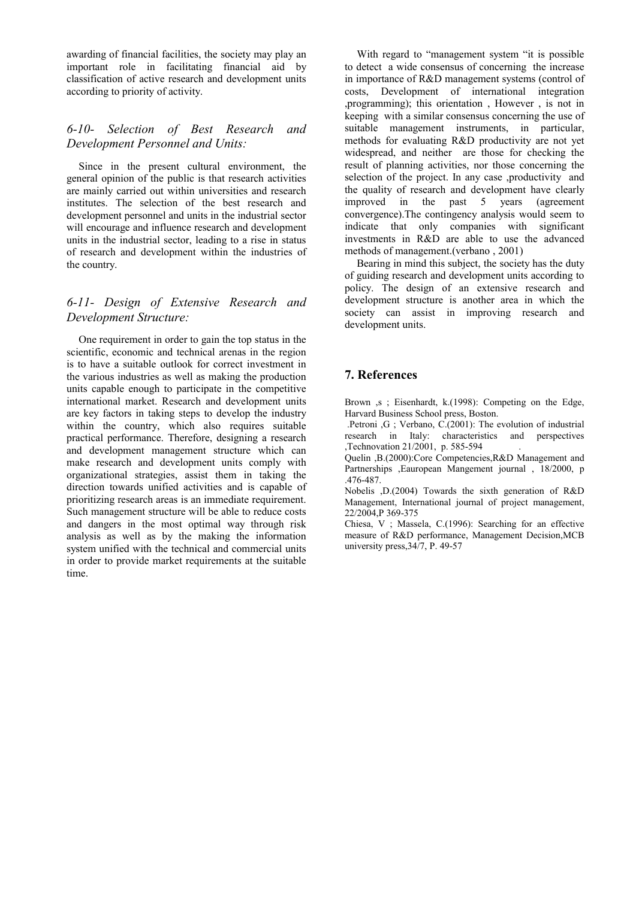awarding of financial facilities, the society may play an important role in facilitating financial aid by classification of active research and development units according to priority of activity.

### *6-10- Selection of Best Research and Development Personnel and Units:*

Since in the present cultural environment, the general opinion of the public is that research activities are mainly carried out within universities and research institutes. The selection of the best research and development personnel and units in the industrial sector will encourage and influence research and development units in the industrial sector, leading to a rise in status of research and development within the industries of the country.

### *6-11- Design of Extensive Research and Development Structure:*

One requirement in order to gain the top status in the scientific, economic and technical arenas in the region is to have a suitable outlook for correct investment in the various industries as well as making the production units capable enough to participate in the competitive international market. Research and development units are key factors in taking steps to develop the industry within the country, which also requires suitable practical performance. Therefore, designing a research and development management structure which can make research and development units comply with organizational strategies, assist them in taking the direction towards unified activities and is capable of prioritizing research areas is an immediate requirement. Such management structure will be able to reduce costs and dangers in the most optimal way through risk analysis as well as by the making the information system unified with the technical and commercial units in order to provide market requirements at the suitable time.

With regard to "management system "it is possible to detect a wide consensus of concerning the increase in importance of R&D management systems (control of costs, Development of international integration ,programming); this orientation , However , is not in keeping with a similar consensus concerning the use of suitable management instruments, in particular, methods for evaluating R&D productivity are not yet widespread, and neither are those for checking the result of planning activities, nor those concerning the selection of the project. In any case ,productivity and the quality of research and development have clearly improved in the past 5 years (agreement convergence).The contingency analysis would seem to indicate that only companies with significant investments in R&D are able to use the advanced methods of management.(verbano , 2001)

Bearing in mind this subject, the society has the duty of guiding research and development units according to policy. The design of an extensive research and development structure is another area in which the society can assist in improving research and development units.

## 7. References

Brown ,s ; Eisenhardt, k.(1998): Competing on the Edge, Harvard Business School press, Boston.

.Petroni ,G ; Verbano, C.(2001): The evolution of industrial research in Italy: characteristics and perspectives ,Technovation 21/2001, p. 585-594 .

Quelin ,B.(2000):Core Competencies,R&D Management and Partnerships ,Eauropean Mangement journal , 18/2000, p .476-487.

Nobelis ,D.(2004) Towards the sixth generation of R&D Management, International journal of project management, 22/2004,P 369-375

Chiesa, V ; Massela, C.(1996): Searching for an effective measure of R&D performance, Management Decision,MCB university press,34/7, P. 49-57